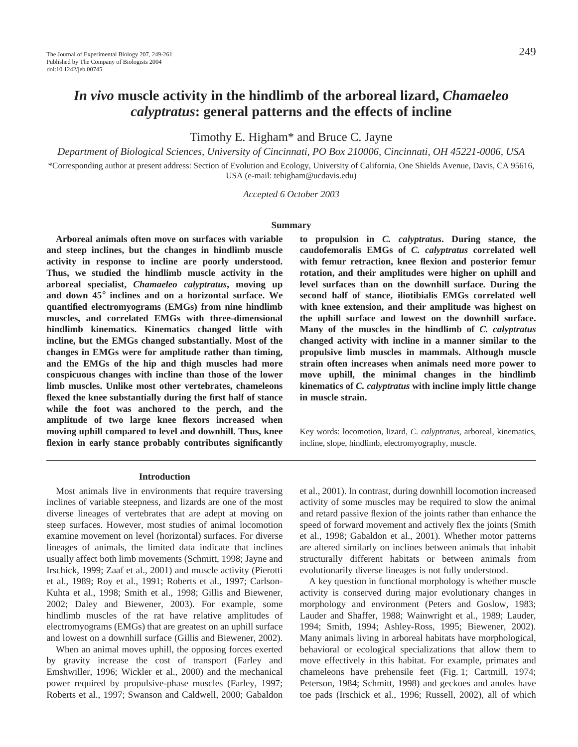# *In vivo* muscle activity in the hindlimb of the arboreal lizard, *Chamaeleo calyptratus*: general patterns and the effects of incline

Timothy E. Higham* and Bruce C. Jayne

*Department of Biological Sciences, University of Cincinnati, PO Box 210006, Cincinnati, OH 45221-0006, USA*

*Corresponding author at present address: Section of Evolution and Ecology, University of California, One Shields Avenue, Davis, CA 95616, USA (e-mail: tehigham@ucdavis.edu)

*Accepted 6 October 2003*

## Summary

**Arboreal animals often move on surfaces with variable and steep inclines, but the changes in hindlimb muscle activity in response to incline are poorly understood. Thus, we studied the hindlimb muscle activity in the arboreal specialist, *Chamaeleo calyptratus*, moving up and down 45° inclines and on a horizontal surface. We quantified electromyograms (EMGs) from nine hindlimb muscles, and correlated EMGs with three-dimensional hindlimb kinematics. Kinematics changed little with incline, but the EMGs changed substantially. Most of the changes in EMGs were for amplitude rather than timing, and the EMGs of the hip and thigh muscles had more conspicuous changes with incline than those of the lower limb muscles. Unlike most other vertebrates, chameleons flexed the knee substantially during the first half of stance while the foot was anchored to the perch, and the amplitude of two large knee flexors increased when moving uphill compared to level and downhill. Thus, knee flexion in early stance probably contributes significantly to propulsion in *C. calyptratus*. During stance, the caudofemoralis EMGs of *C. calyptratus* correlated well with femur retraction, knee flexion and posterior femur rotation, and their amplitudes were higher on uphill and level surfaces than on the downhill surface. During the second half of stance, iliotibialis EMGs correlated well with knee extension, and their amplitude was highest on the uphill surface and lowest on the downhill surface. Many of the muscles in the hindlimb of *C. calyptratus* changed activity with incline in a manner similar to the propulsive limb muscles in mammals. Although muscle strain often increases when animals need more power to move uphill, the minimal changes in the hindlimb kinematics of *C. calyptratus* with incline imply little change in muscle strain.**

Key words: locomotion, lizard, *C. calyptratus*, arboreal, kinematics, incline, slope, hindlimb, electromyography, muscle.

## Introduction

Most animals live in environments that require traversing inclines of variable steepness, and lizards are one of the most diverse lineages of vertebrates that are adept at moving on steep surfaces. However, most studies of animal locomotion examine movement on level (horizontal) surfaces. For diverse lineages of animals, the limited data indicate that inclines usually affect both limb movements (Schmitt, 1998; Jayne and Irschick, 1999; Zaaf et al., 2001) and muscle activity (Pierotti et al., 1989; Roy et al., 1991; Roberts et al., 1997; Carlson-Kuhta et al., 1998; Smith et al., 1998; Gillis and Biewener, 2002; Daley and Biewener, 2003). For example, some hindlimb muscles of the rat have relative amplitudes of electromyograms (EMGs) that are greatest on an uphill surface and lowest on a downhill surface (Gillis and Biewener, 2002).

When an animal moves uphill, the opposing forces exerted by gravity increase the cost of transport (Farley and Emshwiller, 1996; Wickler et al., 2000) and the mechanical power required by propulsive-phase muscles (Farley, 1997; Roberts et al., 1997; Swanson and Caldwell, 2000; Gabaldon et al., 2001). In contrast, during downhill locomotion increased activity of some muscles may be required to slow the animal and retard passive flexion of the joints rather than enhance the speed of forward movement and actively flex the joints (Smith et al., 1998; Gabaldon et al., 2001). Whether motor patterns are altered similarly on inclines between animals that inhabit structurally different habitats or between animals from evolutionarily diverse lineages is not fully understood.

A key question in functional morphology is whether muscle activity is conserved during major evolutionary changes in morphology and environment (Peters and Goslow, 1983; Lauder and Shaffer, 1988; Wainwright et al., 1989; Lauder, 1994; Smith, 1994; Ashley-Ross, 1995; Biewener, 2002). Many animals living in arboreal habitats have morphological, behavioral or ecological specializations that allow them to move effectively in this habitat. For example, primates and chameleons have prehensile feet (Fig. 1; Cartmill, 1974; Peterson, 1984; Schmitt, 1998) and geckoes and anoles have toe pads (Irschick et al., 1996; Russell, 2002), all of which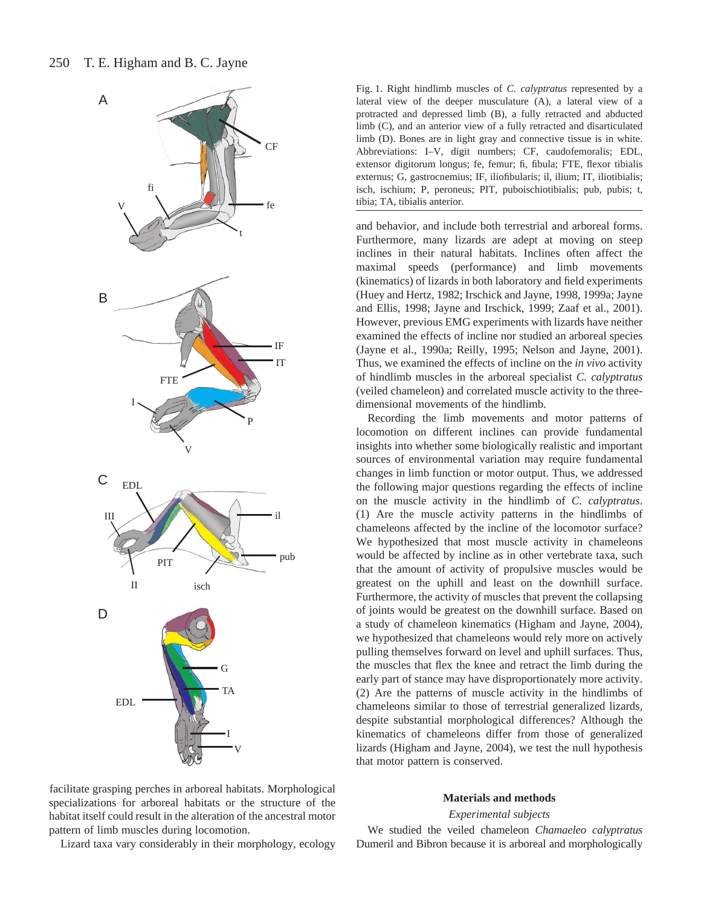Fig. 1. Right hindlimb muscles of *C. calyptratus* represented by a lateral view of the deeper musculature (A), a lateral view of a protracted and depressed limb (B), a fully retracted and abducted limb (C), and an anterior view of a fully retracted and disarticulated limb (D). Bones are in light gray and connective tissue is in white. Abbreviations: I–V, digit numbers; CF, caudofemoralis; EDL, extensor digitorum longus; fe, femur; fi, fibula; FTE, flexor tibialis externus; G, gastrocnemius; IF, iliofibularis; il, ilium; IT, iliotibialis; isch, ischium; P, peroneus; PIT, puboischiotibialis; pub, pubis; t, tibia; TA, tibialis anterior.

facilitate grasping perches in arboreal habitats. Morphological specializations for arboreal habitats or the structure of the habitat itself could result in the alteration of the ancestral motor pattern of limb muscles during locomotion.

Lizard taxa vary considerably in their morphology, ecology and behavior, and include both terrestrial and arboreal forms. Furthermore, many lizards are adept at moving on steep inclines in their natural habitats. Inclines often affect the maximal speeds (performance) and limb movements (kinematics) of lizards in both laboratory and field experiments (Huey and Hertz, 1982; Irschick and Jayne, 1998, 1999a; Jayne and Ellis, 1998; Jayne and Irschick, 1999; Zaaf et al., 2001). However, previous EMG experiments with lizards have neither examined the effects of incline nor studied an arboreal species (Jayne et al., 1990a; Reilly, 1995; Nelson and Jayne, 2001). Thus, we examined the effects of incline on the *in vivo* activity of hindlimb muscles in the arboreal specialist *C. calyptratus* (veiled chameleon) and correlated muscle activity to the three-dimensional movements of the hindlimb.

Recording the limb movements and motor patterns of locomotion on different inclines can provide fundamental insights into whether some biologically realistic and important sources of environmental variation may require fundamental changes in limb function or motor output. Thus, we addressed the following major questions regarding the effects of incline on the muscle activity in the hindlimb of *C. calyptratus*. (1) Are the muscle activity patterns in the hindlimbs of chameleons affected by the incline of the locomotor surface? We hypothesized that most muscle activity in chameleons would be affected by incline as in other vertebrate taxa, such that the amount of activity of propulsive muscles would be greatest on the uphill and least on the downhill surface. Furthermore, the activity of muscles that prevent the collapsing of joints would be greatest on the downhill surface. Based on a study of chameleon kinematics (Higham and Jayne, 2004), we hypothesized that chameleons would rely more on actively pulling themselves forward on level and uphill surfaces. Thus, the muscles that flex the knee and retract the limb during the early part of stance may have disproportionately more activity. (2) Are the patterns of muscle activity in the hindlimbs of chameleons similar to those of terrestrial generalized lizards, despite substantial morphological differences? Although the kinematics of chameleons differ from those of generalized lizards (Higham and Jayne, 2004), we test the null hypothesis that motor pattern is conserved.

## Materials and methods

### *Experimental subjects*

We studied the veiled chameleon *Chamaeleo calyptratus* Dumeril and Bibron because it is arboreal and morphologically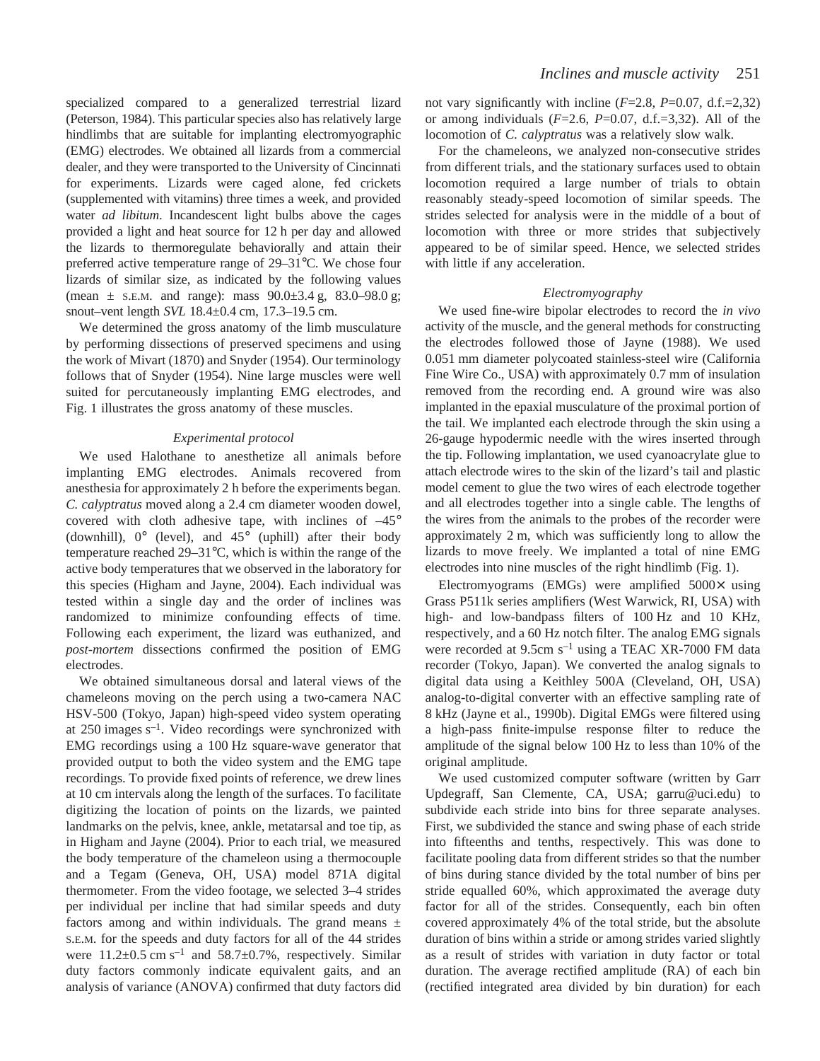specialized compared to a generalized terrestrial lizard (Peterson, 1984). This particular species also has relatively large hindlimbs that are suitable for implanting electromyographic (EMG) electrodes. We obtained all lizards from a commercial dealer, and they were transported to the University of Cincinnati for experiments. Lizards were caged alone, fed crickets (supplemented with vitamins) three times a week, and provided water *ad libitum*. Incandescent light bulbs above the cages provided a light and heat source for 12 h per day and allowed the lizards to thermoregulate behaviorally and attain their preferred active temperature range of 29–31°C. We chose four lizards of similar size, as indicated by the following values (mean ± S.E.M. and range): mass 90.0±3.4 g, 83.0–98.0 g; snout–vent length *SVL* 18.4±0.4 cm, 17.3–19.5 cm.

We determined the gross anatomy of the limb musculature by performing dissections of preserved specimens and using the work of Mivart (1870) and Snyder (1954). Our terminology follows that of Snyder (1954). Nine large muscles were well suited for percutaneously implanting EMG electrodes, and Fig. 1 illustrates the gross anatomy of these muscles.

### *Experimental protocol*

We used Halothane to anesthetize all animals before implanting EMG electrodes. Animals recovered from anesthesia for approximately 2 h before the experiments began. *C. calyptratus* moved along a 2.4 cm diameter wooden dowel, covered with cloth adhesive tape, with inclines of –45° (downhill), 0° (level), and 45° (uphill) after their body temperature reached 29–31°C, which is within the range of the active body temperatures that we observed in the laboratory for this species (Higham and Jayne, 2004). Each individual was tested within a single day and the order of inclines was randomized to minimize confounding effects of time. Following each experiment, the lizard was euthanized, and *post-mortem* dissections confirmed the position of EMG electrodes.

We obtained simultaneous dorsal and lateral views of the chameleons moving on the perch using a two-camera NAC HSV-500 (Tokyo, Japan) high-speed video system operating at 250 images $s^{-1}$. Video recordings were synchronized with EMG recordings using a 100 Hz square-wave generator that provided output to both the video system and the EMG tape recordings. To provide fixed points of reference, we drew lines at 10 cm intervals along the length of the surfaces. To facilitate digitizing the location of points on the lizards, we painted landmarks on the pelvis, knee, ankle, metatarsal and toe tip, as in Higham and Jayne (2004). Prior to each trial, we measured the body temperature of the chameleon using a thermocouple and a Tegam (Geneva, OH, USA) model 871A digital thermometer. From the video footage, we selected 3–4 strides per individual per incline that had similar speeds and duty factors among and within individuals. The grand means ± S.E.M. for the speeds and duty factors for all of the 44 strides were 11.2±0.5 cm $s^{-1}$ and 58.7±0.7%, respectively. Similar duty factors commonly indicate equivalent gaits, and an analysis of variance (ANOVA) confirmed that duty factors did not vary significantly with incline ($F$=2.8, $P$=0.07, d.f.=2,32) or among individuals ($F$=2.6, $P$=0.07, d.f.=3,32). All of the locomotion of *C. calyptratus* was a relatively slow walk.

For the chameleons, we analyzed non-consecutive strides from different trials, and the stationary surfaces used to obtain locomotion required a large number of trials to obtain reasonably steady-speed locomotion of similar speeds. The strides selected for analysis were in the middle of a bout of locomotion with three or more strides that subjectively appeared to be of similar speed. Hence, we selected strides with little if any acceleration.

### *Electromyography*

We used fine-wire bipolar electrodes to record the *in vivo* activity of the muscle, and the general methods for constructing the electrodes followed those of Jayne (1988). We used 0.051 mm diameter polycoated stainless-steel wire (California Fine Wire Co., USA) with approximately 0.7 mm of insulation removed from the recording end. A ground wire was also implanted in the epaxial musculature of the proximal portion of the tail. We implanted each electrode through the skin using a 26-gauge hypodermic needle with the wires inserted through the tip. Following implantation, we used cyanoacrylate glue to attach electrode wires to the skin of the lizard's tail and plastic model cement to glue the two wires of each electrode together and all electrodes together into a single cable. The lengths of the wires from the animals to the probes of the recorder were approximately 2 m, which was sufficiently long to allow the lizards to move freely. We implanted a total of nine EMG electrodes into nine muscles of the right hindlimb (Fig. 1).

Electromyograms (EMGs) were amplified 5000× using Grass P511k series amplifiers (West Warwick, RI, USA) with high- and low-bandpass filters of 100 Hz and 10 KHz, respectively, and a 60 Hz notch filter. The analog EMG signals were recorded at 9.5cm $s^{-1}$ using a TEAC XR-7000 FM data recorder (Tokyo, Japan). We converted the analog signals to digital data using a Keithley 500A (Cleveland, OH, USA) analog-to-digital converter with an effective sampling rate of 8 kHz (Jayne et al., 1990b). Digital EMGs were filtered using a high-pass finite-impulse response filter to reduce the amplitude of the signal below 100 Hz to less than 10% of the original amplitude.

We used customized computer software (written by Garr Updegraff, San Clemente, CA, USA; garru@uci.edu) to subdivide each stride into bins for three separate analyses. First, we subdivided the stance and swing phase of each stride into fifteenths and tenths, respectively. This was done to facilitate pooling data from different strides so that the number of bins during stance divided by the total number of bins per stride equalled 60%, which approximated the average duty factor for all of the strides. Consequently, each bin often covered approximately 4% of the total stride, but the absolute duration of bins within a stride or among strides varied slightly as a result of strides with variation in duty factor or total duration. The average rectified amplitude (RA) of each bin (rectified integrated area divided by bin duration) for each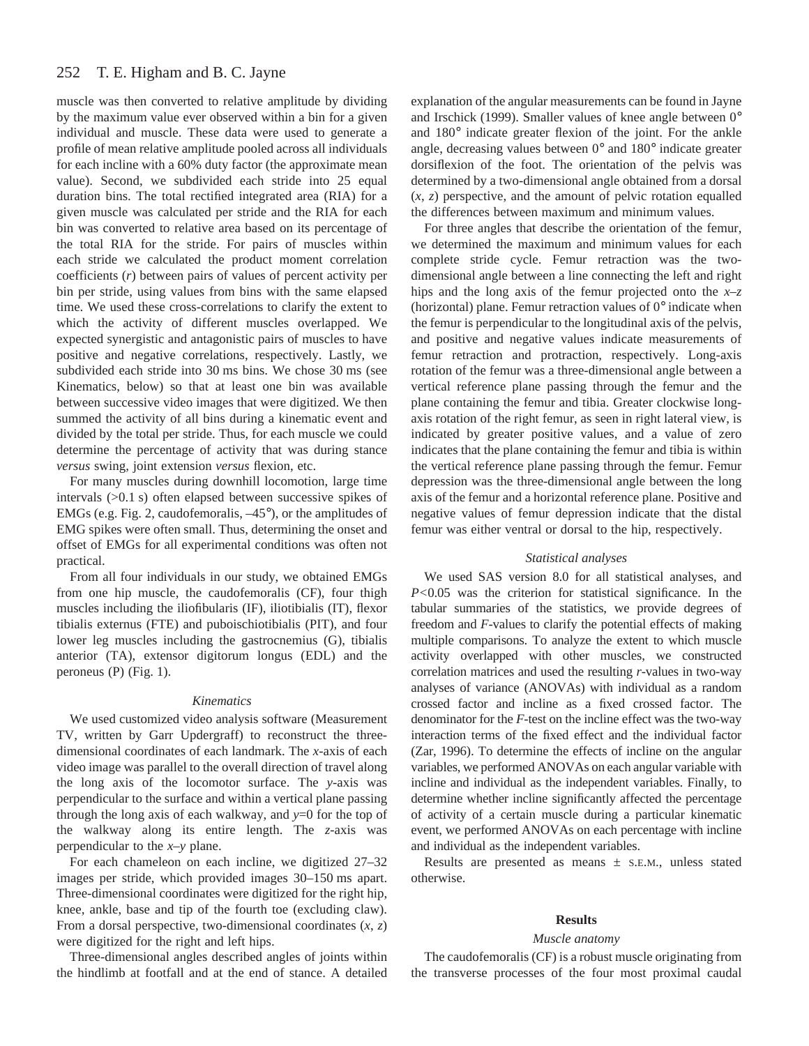muscle was then converted to relative amplitude by dividing by the maximum value ever observed within a bin for a given individual and muscle. These data were used to generate a profile of mean relative amplitude pooled across all individuals for each incline with a 60% duty factor (the approximate mean value). Second, we subdivided each stride into 25 equal duration bins. The total rectified integrated area (RIA) for a given muscle was calculated per stride and the RIA for each bin was converted to relative area based on its percentage of the total RIA for the stride. For pairs of muscles within each stride we calculated the product moment correlation coefficients ($r$) between pairs of values of percent activity per bin per stride, using values from bins with the same elapsed time. We used these cross-correlations to clarify the extent to which the activity of different muscles overlapped. We expected synergistic and antagonistic pairs of muscles to have positive and negative correlations, respectively. Lastly, we subdivided each stride into 30 ms bins. We chose 30 ms (see Kinematics, below) so that at least one bin was available between successive video images that were digitized. We then summed the activity of all bins during a kinematic event and divided by the total per stride. Thus, for each muscle we could determine the percentage of activity that was during stance *versus* swing, joint extension *versus* flexion, etc.

For many muscles during downhill locomotion, large time intervals (>0.1 s) often elapsed between successive spikes of EMGs (e.g. Fig. 2, caudofemoralis, –45°), or the amplitudes of EMG spikes were often small. Thus, determining the onset and offset of EMGs for all experimental conditions was often not practical.

From all four individuals in our study, we obtained EMGs from one hip muscle, the caudofemoralis (CF), four thigh muscles including the iliofibularis (IF), iliotibialis (IT), flexor tibialis externus (FTE) and puboischiotibialis (PIT), and four lower leg muscles including the gastrocnemius (G), tibialis anterior (TA), extensor digitorum longus (EDL) and the peroneus (P) (Fig. 1).

### *Kinematics*

We used customized video analysis software (Measurement TV, written by Garr Updergraff) to reconstruct the three-dimensional coordinates of each landmark. The $x$-axis of each video image was parallel to the overall direction of travel along the long axis of the locomotor surface. The $y$-axis was perpendicular to the surface and within a vertical plane passing through the long axis of each walkway, and $y$=0 for the top of the walkway along its entire length. The $z$-axis was perpendicular to the $x$–$y$ plane.

For each chameleon on each incline, we digitized 27–32 images per stride, which provided images 30–150 ms apart. Three-dimensional coordinates were digitized for the right hip, knee, ankle, base and tip of the fourth toe (excluding claw). From a dorsal perspective, two-dimensional coordinates ($x$, $z$) were digitized for the right and left hips.

Three-dimensional angles described angles of joints within the hindlimb at footfall and at the end of stance. A detailed explanation of the angular measurements can be found in Jayne and Irschick (1999). Smaller values of knee angle between 0° and 180° indicate greater flexion of the joint. For the ankle angle, decreasing values between 0° and 180° indicate greater dorsiflexion of the foot. The orientation of the pelvis was determined by a two-dimensional angle obtained from a dorsal ($x$, $z$) perspective, and the amount of pelvic rotation equalled the differences between maximum and minimum values.

For three angles that describe the orientation of the femur, we determined the maximum and minimum values for each complete stride cycle. Femur retraction was the two-dimensional angle between a line connecting the left and right hips and the long axis of the femur projected onto the $x$–$z$ (horizontal) plane. Femur retraction values of 0° indicate when the femur is perpendicular to the longitudinal axis of the pelvis, and positive and negative values indicate measurements of femur retraction and protraction, respectively. Long-axis rotation of the femur was a three-dimensional angle between a vertical reference plane passing through the femur and the plane containing the femur and tibia. Greater clockwise long-axis rotation of the right femur, as seen in right lateral view, is indicated by greater positive values, and a value of zero indicates that the plane containing the femur and tibia is within the vertical reference plane passing through the femur. Femur depression was the three-dimensional angle between the long axis of the femur and a horizontal reference plane. Positive and negative values of femur depression indicate that the distal femur was either ventral or dorsal to the hip, respectively.

### *Statistical analyses*

We used SAS version 8.0 for all statistical analyses, and $P$<0.05 was the criterion for statistical significance. In the tabular summaries of the statistics, we provide degrees of freedom and $F$-values to clarify the potential effects of making multiple comparisons. To analyze the extent to which muscle activity overlapped with other muscles, we constructed correlation matrices and used the resulting $r$-values in two-way analyses of variance (ANOVAs) with individual as a random crossed factor and incline as a fixed crossed factor. The denominator for the $F$-test on the incline effect was the two-way interaction terms of the fixed effect and the individual factor (Zar, 1996). To determine the effects of incline on the angular variables, we performed ANOVAs on each angular variable with incline and individual as the independent variables. Finally, to determine whether incline significantly affected the percentage of activity of a certain muscle during a particular kinematic event, we performed ANOVAs on each percentage with incline and individual as the independent variables.

Results are presented as means ± S.E.M., unless stated otherwise.

## Results

### *Muscle anatomy*

The caudofemoralis (CF) is a robust muscle originating from the transverse processes of the four most proximal caudal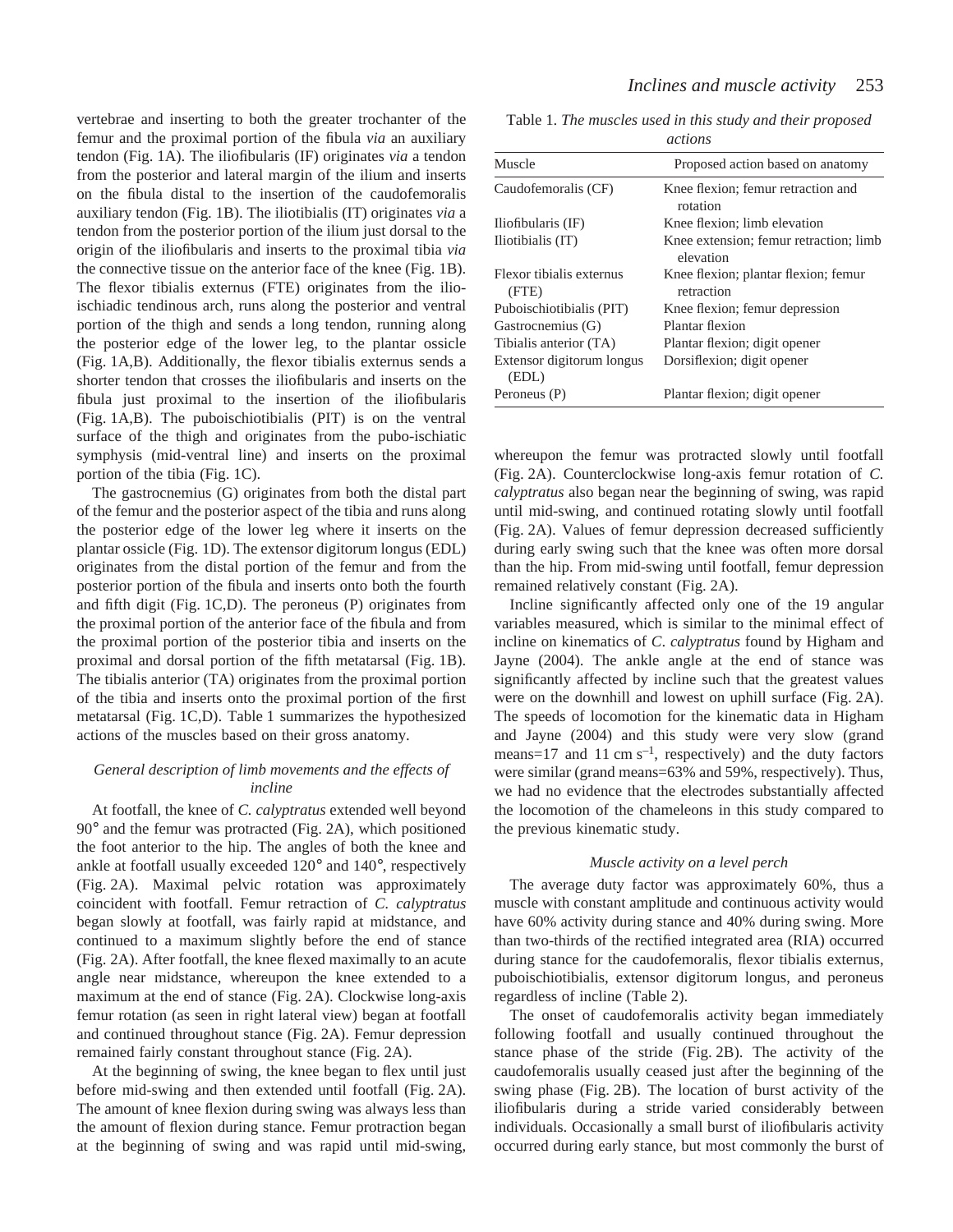vertebrae and inserting to both the greater trochanter of the femur and the proximal portion of the fibula *via* an auxiliary tendon (Fig. 1A). The iliofibularis (IF) originates *via* a tendon from the posterior and lateral margin of the ilium and inserts on the fibula distal to the insertion of the caudofemoralis auxiliary tendon (Fig. 1B). The iliotibialis (IT) originates *via* a tendon from the posterior portion of the ilium just dorsal to the origin of the iliofibularis and inserts to the proximal tibia *via* the connective tissue on the anterior face of the knee (Fig. 1B). The flexor tibialis externus (FTE) originates from the ilio-ischiadic tendinous arch, runs along the posterior and ventral portion of the thigh and sends a long tendon, running along the posterior edge of the lower leg, to the plantar ossicle (Fig. 1A,B). Additionally, the flexor tibialis externus sends a shorter tendon that crosses the iliofibularis and inserts on the fibula just proximal to the insertion of the iliofibularis (Fig. 1A,B). The puboischiotibialis (PIT) is on the ventral surface of the thigh and originates from the pubo-ischiatic symphysis (mid-ventral line) and inserts on the proximal portion of the tibia (Fig. 1C).

The gastrocnemius (G) originates from both the distal part of the femur and the posterior aspect of the tibia and runs along the posterior edge of the lower leg where it inserts on the plantar ossicle (Fig. 1D). The extensor digitorum longus (EDL) originates from the distal portion of the femur and from the posterior portion of the fibula and inserts onto both the fourth and fifth digit (Fig. 1C,D). The peroneus (P) originates from the proximal portion of the anterior face of the fibula and from the proximal portion of the posterior tibia and inserts on the proximal and dorsal portion of the fifth metatarsal (Fig. 1B). The tibialis anterior (TA) originates from the proximal portion of the tibia and inserts onto the proximal portion of the first metatarsal (Fig. 1C,D). Table 1 summarizes the hypothesized actions of the muscles based on their gross anatomy.

Table 1. *The muscles used in this study and their proposed actions*

| Muscle | Proposed action based on anatomy |
|---|---|
| Caudofemoralis (CF) | Knee flexion; femur retraction and rotation |
| Iliofibularis (IF) | Knee flexion; limb elevation |
| Iliotibialis (IT) | Knee extension; femur retraction; limb elevation |
| Flexor tibialis externus (FTE) | Knee flexion; plantar flexion; femur retraction |
| Puboischiotibialis (PIT) | Knee flexion; femur depression |
| Gastrocnemius (G) | Plantar flexion |
| Tibialis anterior (TA) | Plantar flexion; digit opener |
| Extensor digitorum longus (EDL) | Dorsiflexion; digit opener |
| Peroneus (P) | Plantar flexion; digit opener |

### *General description of limb movements and the effects of incline*

At footfall, the knee of *C. calyptratus* extended well beyond 90° and the femur was protracted (Fig. 2A), which positioned the foot anterior to the hip. The angles of both the knee and ankle at footfall usually exceeded 120° and 140°, respectively (Fig. 2A). Maximal pelvic rotation was approximately coincident with footfall. Femur retraction of *C. calyptratus* began slowly at footfall, was fairly rapid at midstance, and continued to a maximum slightly before the end of stance (Fig. 2A). After footfall, the knee flexed maximally to an acute angle near midstance, whereupon the knee extended to a maximum at the end of stance (Fig. 2A). Clockwise long-axis femur rotation (as seen in right lateral view) began at footfall and continued throughout stance (Fig. 2A). Femur depression remained fairly constant throughout stance (Fig. 2A).

At the beginning of swing, the knee began to flex until just before mid-swing and then extended until footfall (Fig. 2A). The amount of knee flexion during swing was always less than the amount of flexion during stance. Femur protraction began at the beginning of swing and was rapid until mid-swing, whereupon the femur was protracted slowly until footfall (Fig. 2A). Counterclockwise long-axis femur rotation of *C. calyptratus* also began near the beginning of swing, was rapid until mid-swing, and continued rotating slowly until footfall (Fig. 2A). Values of femur depression decreased sufficiently during early swing such that the knee was often more dorsal than the hip. From mid-swing until footfall, femur depression remained relatively constant (Fig. 2A).

Incline significantly affected only one of the 19 angular variables measured, which is similar to the minimal effect of incline on kinematics of *C. calyptratus* found by Higham and Jayne (2004). The ankle angle at the end of stance was significantly affected by incline such that the greatest values were on the downhill and lowest on uphill surface (Fig. 2A). The speeds of locomotion for the kinematic data in Higham and Jayne (2004) and this study were very slow (grand means=17 and 11 cm $s^{-1}$, respectively) and the duty factors were similar (grand means=63% and 59%, respectively). Thus, we had no evidence that the electrodes substantially affected the locomotion of the chameleons in this study compared to the previous kinematic study.

### *Muscle activity on a level perch*

The average duty factor was approximately 60%, thus a muscle with constant amplitude and continuous activity would have 60% activity during stance and 40% during swing. More than two-thirds of the rectified integrated area (RIA) occurred during stance for the caudofemoralis, flexor tibialis externus, puboischiotibialis, extensor digitorum longus, and peroneus regardless of incline (Table 2).

The onset of caudofemoralis activity began immediately following footfall and usually continued throughout the stance phase of the stride (Fig. 2B). The activity of the caudofemoralis usually ceased just after the beginning of the swing phase (Fig. 2B). The location of burst activity of the iliofibularis during a stride varied considerably between individuals. Occasionally a small burst of iliofibularis activity occurred during early stance, but most commonly the burst of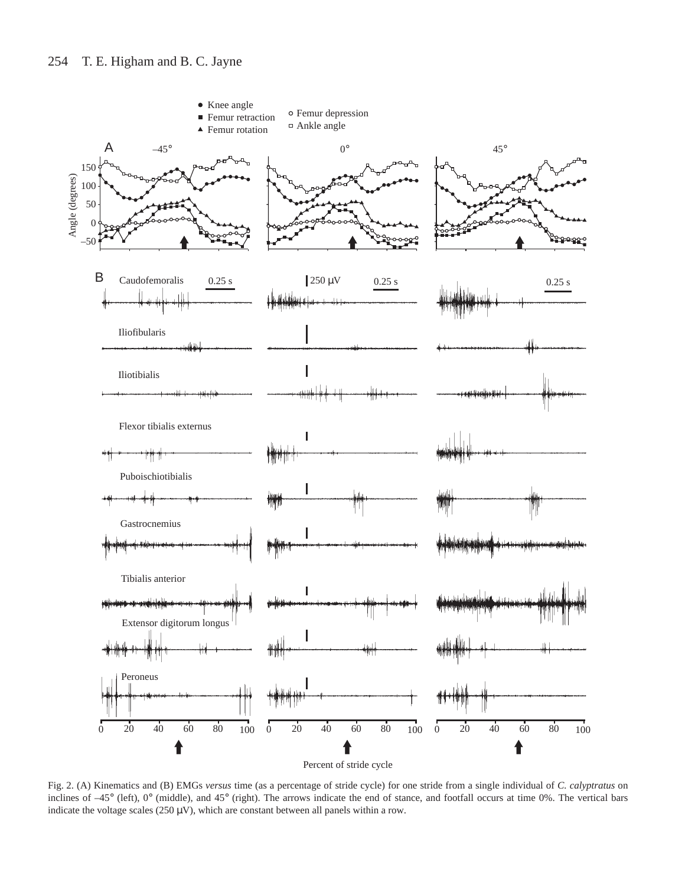Fig. 2. (A) Kinematics and (B) EMGs *versus* time (as a percentage of stride cycle) for one stride from a single individual of *C. calyptratus* on inclines of –45° (left), 0° (middle), and 45° (right). The arrows indicate the end of stance, and footfall occurs at time 0%. The vertical bars indicate the voltage scales (250 μV), which are constant between all panels within a row.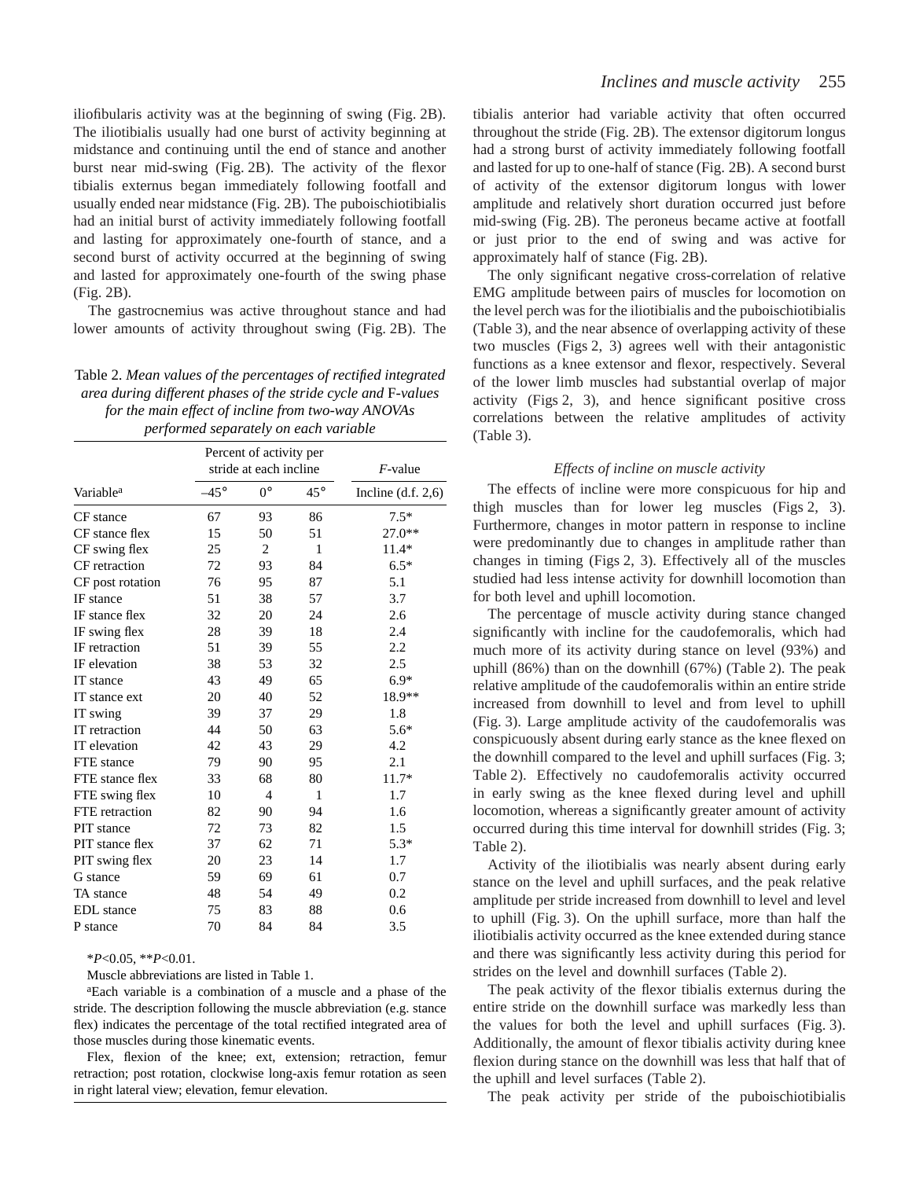iliofibularis activity was at the beginning of swing (Fig. 2B). The iliotibialis usually had one burst of activity beginning at midstance and continuing until the end of stance and another burst near mid-swing (Fig. 2B). The activity of the flexor tibialis externus began immediately following footfall and usually ended near midstance (Fig. 2B). The puboischiotibialis had an initial burst of activity immediately following footfall and lasting for approximately one-fourth of stance, and a second burst of activity occurred at the beginning of swing and lasted for approximately one-fourth of the swing phase (Fig. 2B).

The gastrocnemius was active throughout stance and had lower amounts of activity throughout swing (Fig. 2B). The tibialis anterior had variable activity that often occurred throughout the stride (Fig. 2B). The extensor digitorum longus had a strong burst of activity immediately following footfall and lasted for up to one-half of stance (Fig. 2B). A second burst of activity of the extensor digitorum longus with lower amplitude and relatively short duration occurred just before mid-swing (Fig. 2B). The peroneus became active at footfall or just prior to the end of swing and was active for approximately half of stance (Fig. 2B).

The only significant negative cross-correlation of relative EMG amplitude between pairs of muscles for locomotion on the level perch was for the iliotibialis and the puboischiotibialis (Table 3), and the near absence of overlapping activity of these two muscles (Figs 2, 3) agrees well with their antagonistic functions as a knee extensor and flexor, respectively. Several of the lower limb muscles had substantial overlap of major activity (Figs 2, 3), and hence significant positive cross correlations between the relative amplitudes of activity (Table 3).

Table 2. *Mean values of the percentages of rectified integrated area during different phases of the stride cycle and* F*-values for the main effect of incline from two-way ANOVAs performed separately on each variable*

| | Percent of activity per stride at each incline | | | *F*-value |
|---|---|---|---|---|
| Variable[a] | –45° | 0° | 45° | Incline (d.f. 2,6) |
| CF stance | 67 | 93 | 86 | 7.5* |
| CF stance flex | 15 | 50 | 51 | 27.0** |
| CF swing flex | 25 | 2 | 1 | 11.4* |
| CF retraction | 72 | 93 | 84 | 6.5* |
| CF post rotation | 76 | 95 | 87 | 5.1 |
| IF stance | 51 | 38 | 57 | 3.7 |
| IF stance flex | 32 | 20 | 24 | 2.6 |
| IF swing flex | 28 | 39 | 18 | 2.4 |
| IF retraction | 51 | 39 | 55 | 2.2 |
| IF elevation | 38 | 53 | 32 | 2.5 |
| IT stance | 43 | 49 | 65 | 6.9* |
| IT stance ext | 20 | 40 | 52 | 18.9** |
| IT swing | 39 | 37 | 29 | 1.8 |
| IT retraction | 44 | 50 | 63 | 5.6* |
| IT elevation | 42 | 43 | 29 | 4.2 |
| FTE stance | 79 | 90 | 95 | 2.1 |
| FTE stance flex | 33 | 68 | 80 | 11.7* |
| FTE swing flex | 10 | 4 | 1 | 1.7 |
| FTE retraction | 82 | 90 | 94 | 1.6 |
| PIT stance | 72 | 73 | 82 | 1.5 |
| PIT stance flex | 37 | 62 | 71 | 5.3* |
| PIT swing flex | 20 | 23 | 14 | 1.7 |
| G stance | 59 | 69 | 61 | 0.7 |
| TA stance | 48 | 54 | 49 | 0.2 |
| EDL stance | 75 | 83 | 88 | 0.6 |
| P stance | 70 | 84 | 84 | 3.5 |

*$P$<0.05, **$P$<0.01.

Muscle abbreviations are listed in Table 1.

[a]Each variable is a combination of a muscle and a phase of the stride. The description following the muscle abbreviation (e.g. stance flex) indicates the percentage of the total rectified integrated area of those muscles during those kinematic events.

Flex, flexion of the knee; ext, extension; retraction, femur retraction; post rotation, clockwise long-axis femur rotation as seen in right lateral view; elevation, femur elevation.

### *Effects of incline on muscle activity*

The effects of incline were more conspicuous for hip and thigh muscles than for lower leg muscles (Figs 2, 3). Furthermore, changes in motor pattern in response to incline were predominantly due to changes in amplitude rather than changes in timing (Figs 2, 3). Effectively all of the muscles studied had less intense activity for downhill locomotion than for both level and uphill locomotion.

The percentage of muscle activity during stance changed significantly with incline for the caudofemoralis, which had much more of its activity during stance on level (93%) and uphill (86%) than on the downhill (67%) (Table 2). The peak relative amplitude of the caudofemoralis within an entire stride increased from downhill to level and from level to uphill (Fig. 3). Large amplitude activity of the caudofemoralis was conspicuously absent during early stance as the knee flexed on the downhill compared to the level and uphill surfaces (Fig. 3; Table 2). Effectively no caudofemoralis activity occurred in early swing as the knee flexed during level and uphill locomotion, whereas a significantly greater amount of activity occurred during this time interval for downhill strides (Fig. 3; Table 2).

Activity of the iliotibialis was nearly absent during early stance on the level and uphill surfaces, and the peak relative amplitude per stride increased from downhill to level and level to uphill (Fig. 3). On the uphill surface, more than half the iliotibialis activity occurred as the knee extended during stance and there was significantly less activity during this period for strides on the level and downhill surfaces (Table 2).

The peak activity of the flexor tibialis externus during the entire stride on the downhill surface was markedly less than the values for both the level and uphill surfaces (Fig. 3). Additionally, the amount of flexor tibialis activity during knee flexion during stance on the downhill was less that half that of the uphill and level surfaces (Table 2).

The peak activity per stride of the puboischiotibialis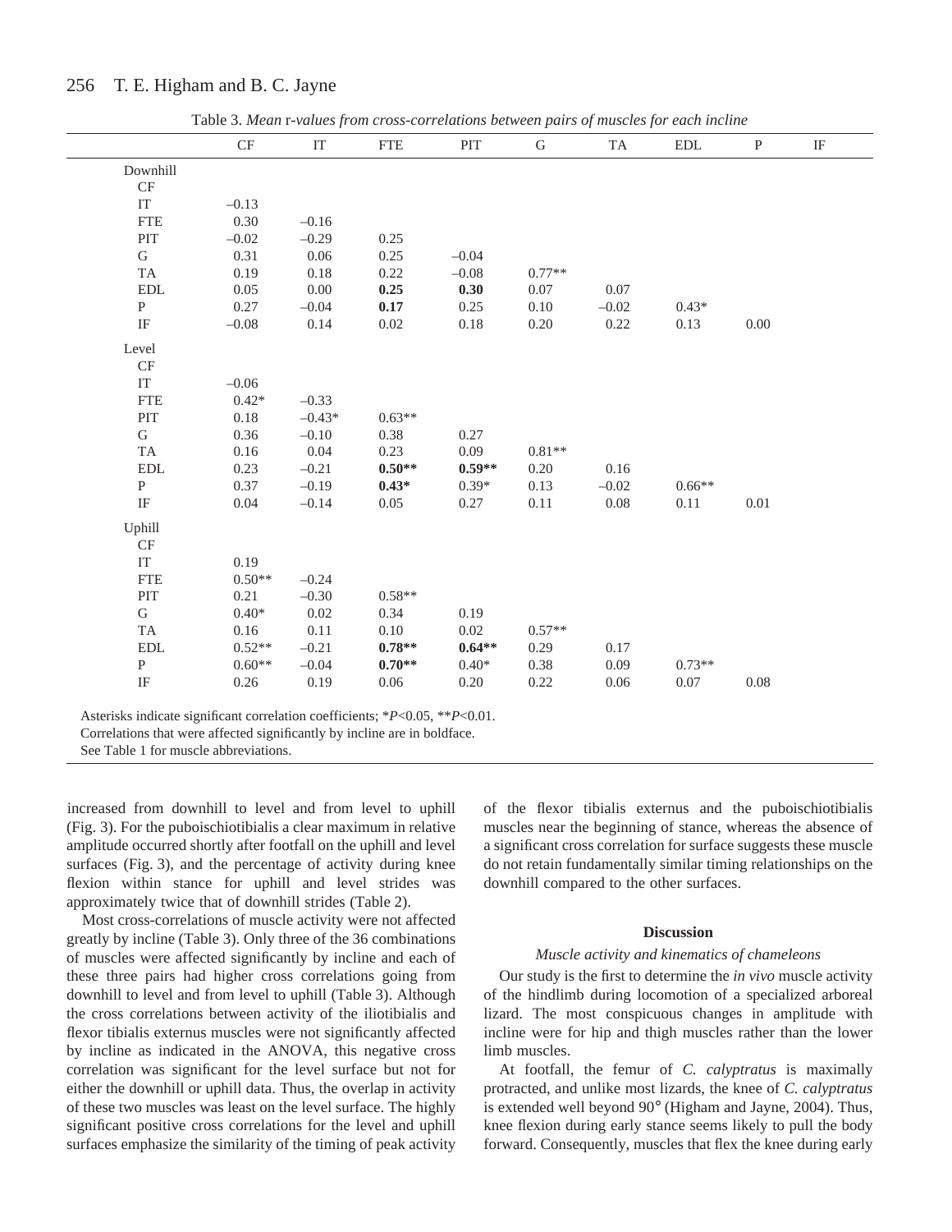Table 3. *Mean* r*-values from cross-correlations between pairs of muscles for each incline

| | CF | IT | FTE | PIT | G | TA | EDL | P | IF |
|---|---|---|---|---|---|---|---|---|---|
| Downhill | | | | | | | | | |
| CF | | | | | | | | | |
| IT | –0.13 | | | | | | | | |
| FTE | 0.30 | –0.16 | | | | | | | |
| PIT | –0.02 | –0.29 | 0.25 | | | | | | |
| G | 0.31 | 0.06 | 0.25 | –0.04 | | | | | |
| TA | 0.19 | 0.18 | 0.22 | –0.08 | 0.77** | | | | |
| EDL | 0.05 | 0.00 | **0.25** | **0.30** | 0.07 | 0.07 | | | |
| P | 0.27 | –0.04 | **0.17** | 0.25 | 0.10 | –0.02 | 0.43* | | |
| IF | –0.08 | 0.14 | 0.02 | 0.18 | 0.20 | 0.22 | 0.13 | 0.00 | |
| Level | | | | | | | | | |
| CF | | | | | | | | | |
| IT | –0.06 | | | | | | | | |
| FTE | 0.42* | –0.33 | | | | | | | |
| PIT | 0.18 | –0.43* | 0.63** | | | | | | |
| G | 0.36 | –0.10 | 0.38 | 0.27 | | | | | |
| TA | 0.16 | 0.04 | 0.23 | 0.09 | 0.81** | | | | |
| EDL | 0.23 | –0.21 | **0.50**** | **0.59**** | 0.20 | 0.16 | | | |
| P | 0.37 | –0.19 | **0.43*** | 0.39* | 0.13 | –0.02 | 0.66** | | |
| IF | 0.04 | –0.14 | 0.05 | 0.27 | 0.11 | 0.08 | 0.11 | 0.01 | |
| Uphill | | | | | | | | | |
| CF | | | | | | | | | |
| IT | 0.19 | | | | | | | | |
| FTE | 0.50** | –0.24 | | | | | | | |
| PIT | 0.21 | –0.30 | 0.58** | | | | | | |
| G | 0.40* | 0.02 | 0.34 | 0.19 | | | | | |
| TA | 0.16 | 0.11 | 0.10 | 0.02 | 0.57** | | | | |
| EDL | 0.52** | –0.21 | **0.78**** | **0.64**** | 0.29 | 0.17 | | | |
| P | 0.60** | –0.04 | **0.70**** | 0.40* | 0.38 | 0.09 | 0.73** | | |
| IF | 0.26 | 0.19 | 0.06 | 0.20 | 0.22 | 0.06 | 0.07 | 0.08 | |

Asterisks indicate significant correlation coefficients; \**P*<0.05, \*\**P*<0.01.
Correlations that were affected significantly by incline are in boldface.
See Table 1 for muscle abbreviations.

increased from downhill to level and from level to uphill (Fig. 3). For the puboischiotibialis a clear maximum in relative amplitude occurred shortly after footfall on the uphill and level surfaces (Fig. 3), and the percentage of activity during knee flexion within stance for uphill and level strides was approximately twice that of downhill strides (Table 2).

Most cross-correlations of muscle activity were not affected greatly by incline (Table 3). Only three of the 36 combinations of muscles were affected significantly by incline and each of these three pairs had higher cross correlations going from downhill to level and from level to uphill (Table 3). Although the cross correlations between activity of the iliotibialis and flexor tibialis externus muscles were not significantly affected by incline as indicated in the ANOVA, this negative cross correlation was significant for the level surface but not for either the downhill or uphill data. Thus, the overlap in activity of these two muscles was least on the level surface. The highly significant positive cross correlations for the level and uphill surfaces emphasize the similarity of the timing of peak activity of the flexor tibialis externus and the puboischiotibialis muscles near the beginning of stance, whereas the absence of a significant cross correlation for surface suggests these muscle do not retain fundamentally similar timing relationships on the downhill compared to the other surfaces.

## Discussion

### *Muscle activity and kinematics of chameleons*

Our study is the first to determine the *in vivo* muscle activity of the hindlimb during locomotion of a specialized arboreal lizard. The most conspicuous changes in amplitude with incline were for hip and thigh muscles rather than the lower limb muscles.

At footfall, the femur of *C. calyptratus* is maximally protracted, and unlike most lizards, the knee of *C. calyptratus* is extended well beyond 90° (Higham and Jayne, 2004). Thus, knee flexion during early stance seems likely to pull the body forward. Consequently, muscles that flex the knee during early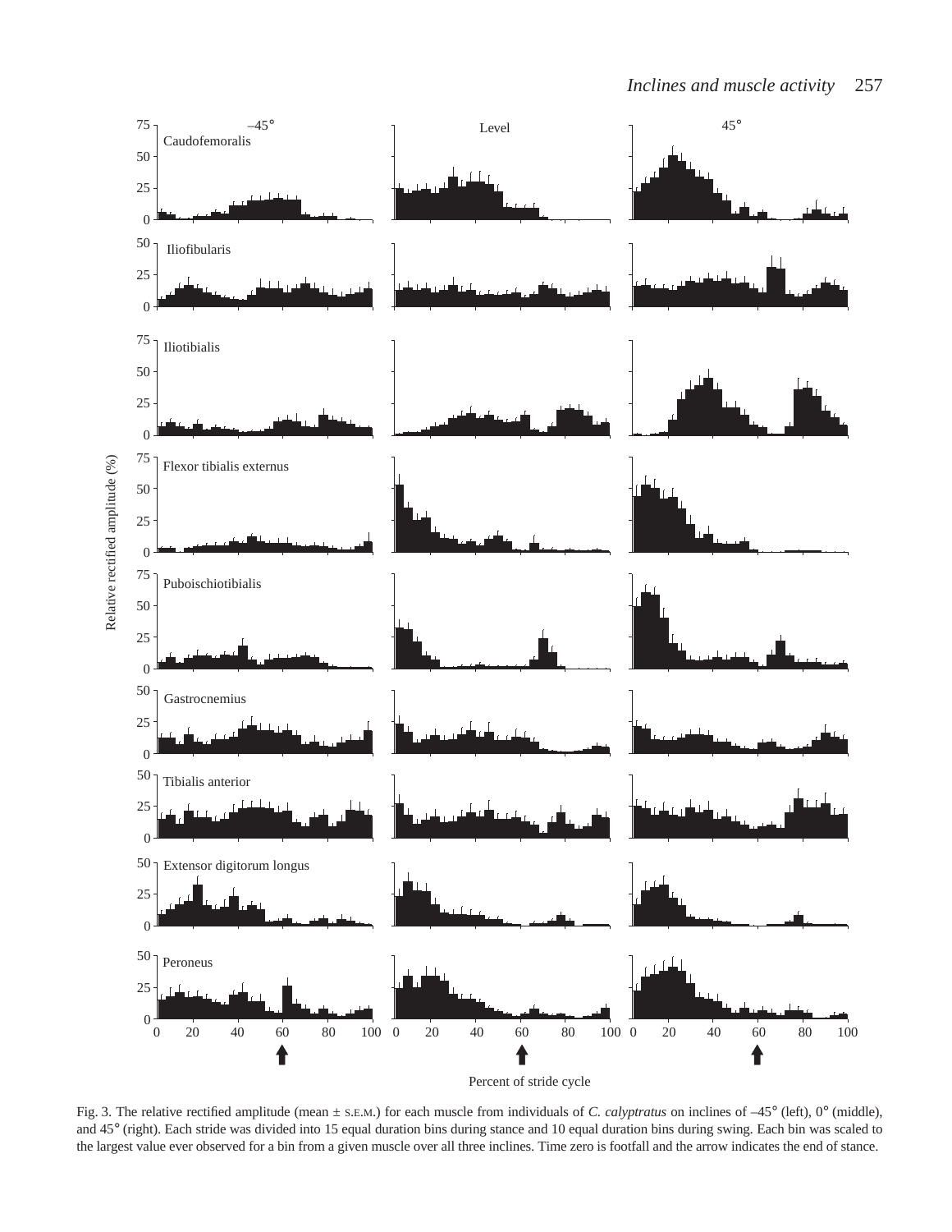Fig. 3. The relative rectified amplitude (mean ± S.E.M.) for each muscle from individuals of *C. calyptratus* on inclines of –45° (left), 0° (middle), and 45° (right). Each stride was divided into 15 equal duration bins during stance and 10 equal duration bins during swing. Each bin was scaled to the largest value ever observed for a bin from a given muscle over all three inclines. Time zero is footfall and the arrow indicates the end of stance.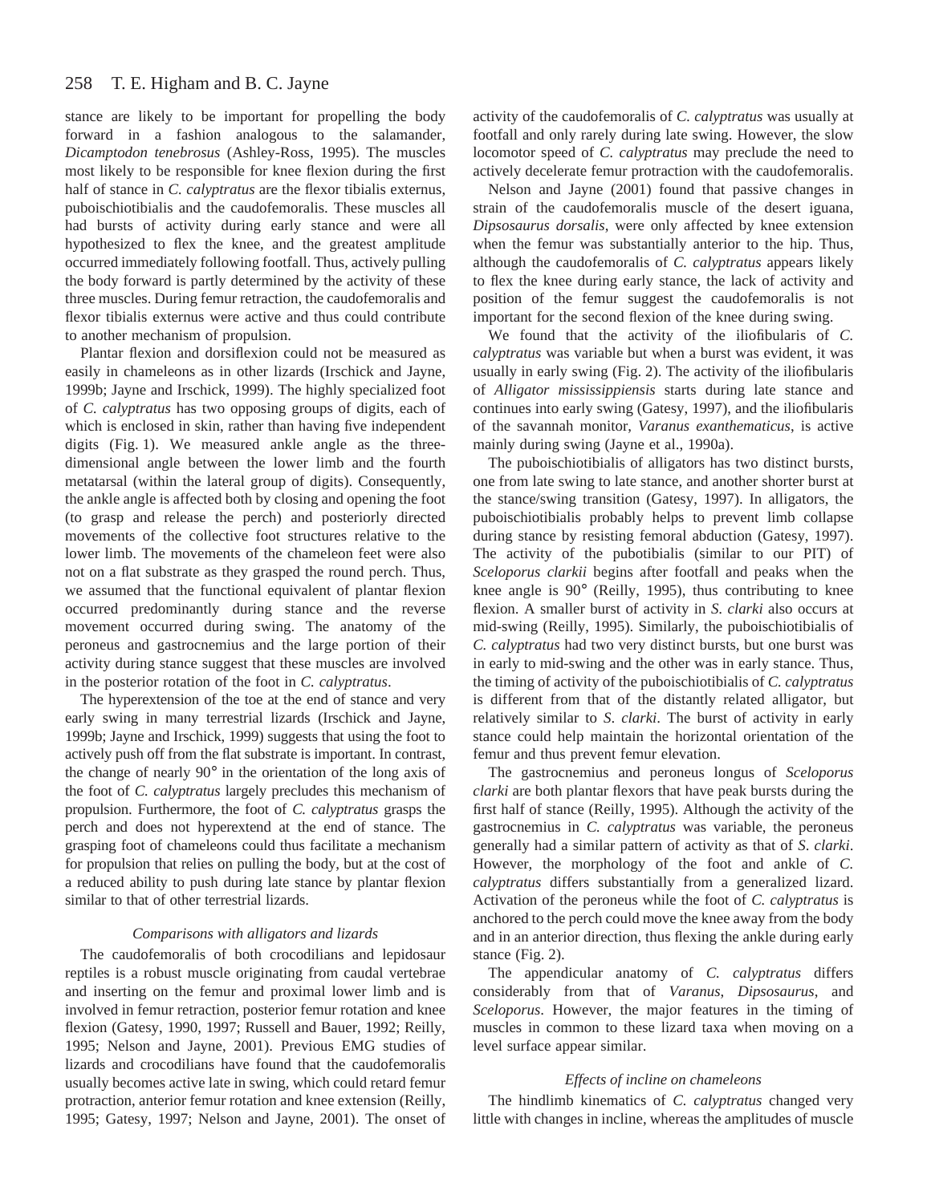stance are likely to be important for propelling the body forward in a fashion analogous to the salamander, *Dicamptodon tenebrosus* (Ashley-Ross, 1995). The muscles most likely to be responsible for knee flexion during the first half of stance in *C. calyptratus* are the flexor tibialis externus, puboischiotibialis and the caudofemoralis. These muscles all had bursts of activity during early stance and were all hypothesized to flex the knee, and the greatest amplitude occurred immediately following footfall. Thus, actively pulling the body forward is partly determined by the activity of these three muscles. During femur retraction, the caudofemoralis and flexor tibialis externus were active and thus could contribute to another mechanism of propulsion.

Plantar flexion and dorsiflexion could not be measured as easily in chameleons as in other lizards (Irschick and Jayne, 1999b; Jayne and Irschick, 1999). The highly specialized foot of *C. calyptratus* has two opposing groups of digits, each of which is enclosed in skin, rather than having five independent digits (Fig. 1). We measured ankle angle as the three-dimensional angle between the lower limb and the fourth metatarsal (within the lateral group of digits). Consequently, the ankle angle is affected both by closing and opening the foot (to grasp and release the perch) and posteriorly directed movements of the collective foot structures relative to the lower limb. The movements of the chameleon feet were also not on a flat substrate as they grasped the round perch. Thus, we assumed that the functional equivalent of plantar flexion occurred predominantly during stance and the reverse movement occurred during swing. The anatomy of the peroneus and gastrocnemius and the large portion of their activity during stance suggest that these muscles are involved in the posterior rotation of the foot in *C. calyptratus*.

The hyperextension of the toe at the end of stance and very early swing in many terrestrial lizards (Irschick and Jayne, 1999b; Jayne and Irschick, 1999) suggests that using the foot to actively push off from the flat substrate is important. In contrast, the change of nearly 90° in the orientation of the long axis of the foot of *C. calyptratus* largely precludes this mechanism of propulsion. Furthermore, the foot of *C. calyptratus* grasps the perch and does not hyperextend at the end of stance. The grasping foot of chameleons could thus facilitate a mechanism for propulsion that relies on pulling the body, but at the cost of a reduced ability to push during late stance by plantar flexion similar to that of other terrestrial lizards.

### *Comparisons with alligators and lizards*

The caudofemoralis of both crocodilians and lepidosaur reptiles is a robust muscle originating from caudal vertebrae and inserting on the femur and proximal lower limb and is involved in femur retraction, posterior femur rotation and knee flexion (Gatesy, 1990, 1997; Russell and Bauer, 1992; Reilly, 1995; Nelson and Jayne, 2001). Previous EMG studies of lizards and crocodilians have found that the caudofemoralis usually becomes active late in swing, which could retard femur protraction, anterior femur rotation and knee extension (Reilly, 1995; Gatesy, 1997; Nelson and Jayne, 2001). The onset of activity of the caudofemoralis of *C. calyptratus* was usually at footfall and only rarely during late swing. However, the slow locomotor speed of *C. calyptratus* may preclude the need to actively decelerate femur protraction with the caudofemoralis.

Nelson and Jayne (2001) found that passive changes in strain of the caudofemoralis muscle of the desert iguana, *Dipsosaurus dorsalis*, were only affected by knee extension when the femur was substantially anterior to the hip. Thus, although the caudofemoralis of *C. calyptratus* appears likely to flex the knee during early stance, the lack of activity and position of the femur suggest the caudofemoralis is not important for the second flexion of the knee during swing.

We found that the activity of the iliofibularis of *C. calyptratus* was variable but when a burst was evident, it was usually in early swing (Fig. 2). The activity of the iliofibularis of *Alligator mississippiensis* starts during late stance and continues into early swing (Gatesy, 1997), and the iliofibularis of the savannah monitor, *Varanus exanthematicus*, is active mainly during swing (Jayne et al., 1990a).

The puboischiotibialis of alligators has two distinct bursts, one from late swing to late stance, and another shorter burst at the stance/swing transition (Gatesy, 1997). In alligators, the puboischiotibialis probably helps to prevent limb collapse during stance by resisting femoral abduction (Gatesy, 1997). The activity of the pubotibialis (similar to our PIT) of *Sceloporus clarkii* begins after footfall and peaks when the knee angle is 90° (Reilly, 1995), thus contributing to knee flexion. A smaller burst of activity in *S. clarki* also occurs at mid-swing (Reilly, 1995). Similarly, the puboischiotibialis of *C. calyptratus* had two very distinct bursts, but one burst was in early to mid-swing and the other was in early stance. Thus, the timing of activity of the puboischiotibialis of *C. calyptratus* is different from that of the distantly related alligator, but relatively similar to *S. clarki*. The burst of activity in early stance could help maintain the horizontal orientation of the femur and thus prevent femur elevation.

The gastrocnemius and peroneus longus of *Sceloporus clarki* are both plantar flexors that have peak bursts during the first half of stance (Reilly, 1995). Although the activity of the gastrocnemius in *C. calyptratus* was variable, the peroneus generally had a similar pattern of activity as that of *S. clarki*. However, the morphology of the foot and ankle of *C. calyptratus* differs substantially from a generalized lizard. Activation of the peroneus while the foot of *C. calyptratus* is anchored to the perch could move the knee away from the body and in an anterior direction, thus flexing the ankle during early stance (Fig. 2).

The appendicular anatomy of *C. calyptratus* differs considerably from that of *Varanus*, *Dipsosaurus*, and *Sceloporus*. However, the major features in the timing of muscles in common to these lizard taxa when moving on a level surface appear similar.

### *Effects of incline on chameleons*

The hindlimb kinematics of *C. calyptratus* changed very little with changes in incline, whereas the amplitudes of muscle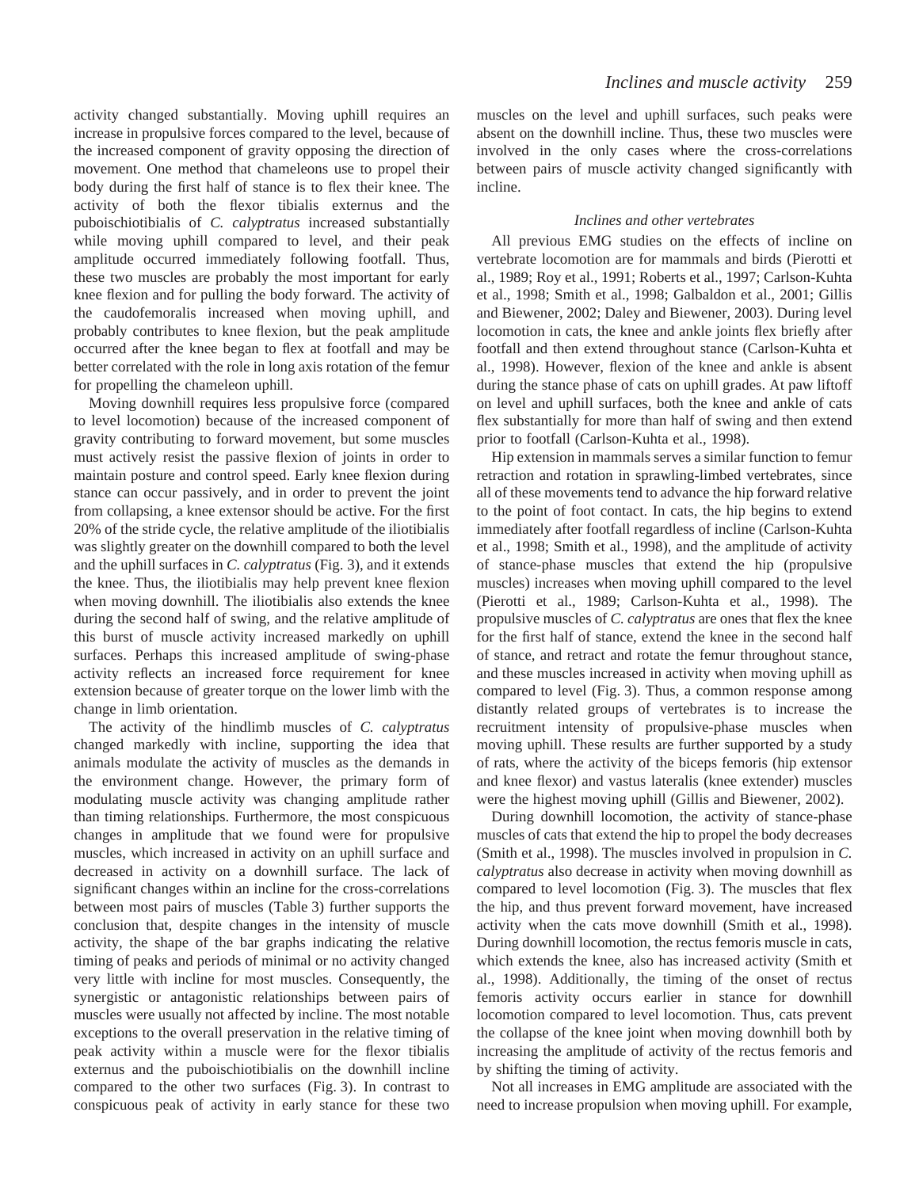activity changed substantially. Moving uphill requires an increase in propulsive forces compared to the level, because of the increased component of gravity opposing the direction of movement. One method that chameleons use to propel their body during the first half of stance is to flex their knee. The activity of both the flexor tibialis externus and the puboischiotibialis of *C. calyptratus* increased substantially while moving uphill compared to level, and their peak amplitude occurred immediately following footfall. Thus, these two muscles are probably the most important for early knee flexion and for pulling the body forward. The activity of the caudofemoralis increased when moving uphill, and probably contributes to knee flexion, but the peak amplitude occurred after the knee began to flex at footfall and may be better correlated with the role in long axis rotation of the femur for propelling the chameleon uphill.

Moving downhill requires less propulsive force (compared to level locomotion) because of the increased component of gravity contributing to forward movement, but some muscles must actively resist the passive flexion of joints in order to maintain posture and control speed. Early knee flexion during stance can occur passively, and in order to prevent the joint from collapsing, a knee extensor should be active. For the first 20% of the stride cycle, the relative amplitude of the iliotibialis was slightly greater on the downhill compared to both the level and the uphill surfaces in *C. calyptratus* (Fig. 3), and it extends the knee. Thus, the iliotibialis may help prevent knee flexion when moving downhill. The iliotibialis also extends the knee during the second half of swing, and the relative amplitude of this burst of muscle activity increased markedly on uphill surfaces. Perhaps this increased amplitude of swing-phase activity reflects an increased force requirement for knee extension because of greater torque on the lower limb with the change in limb orientation.

The activity of the hindlimb muscles of *C. calyptratus* changed markedly with incline, supporting the idea that animals modulate the activity of muscles as the demands in the environment change. However, the primary form of modulating muscle activity was changing amplitude rather than timing relationships. Furthermore, the most conspicuous changes in amplitude that we found were for propulsive muscles, which increased in activity on an uphill surface and decreased in activity on a downhill surface. The lack of significant changes within an incline for the cross-correlations between most pairs of muscles (Table 3) further supports the conclusion that, despite changes in the intensity of muscle activity, the shape of the bar graphs indicating the relative timing of peaks and periods of minimal or no activity changed very little with incline for most muscles. Consequently, the synergistic or antagonistic relationships between pairs of muscles were usually not affected by incline. The most notable exceptions to the overall preservation in the relative timing of peak activity within a muscle were for the flexor tibialis externus and the puboischiotibialis on the downhill incline compared to the other two surfaces (Fig. 3). In contrast to conspicuous peak of activity in early stance for these two muscles on the level and uphill surfaces, such peaks were absent on the downhill incline. Thus, these two muscles were involved in the only cases where the cross-correlations between pairs of muscle activity changed significantly with incline.

### *Inclines and other vertebrates*

All previous EMG studies on the effects of incline on vertebrate locomotion are for mammals and birds (Pierotti et al., 1989; Roy et al., 1991; Roberts et al., 1997; Carlson-Kuhta et al., 1998; Smith et al., 1998; Galbaldon et al., 2001; Gillis and Biewener, 2002; Daley and Biewener, 2003). During level locomotion in cats, the knee and ankle joints flex briefly after footfall and then extend throughout stance (Carlson-Kuhta et al., 1998). However, flexion of the knee and ankle is absent during the stance phase of cats on uphill grades. At paw liftoff on level and uphill surfaces, both the knee and ankle of cats flex substantially for more than half of swing and then extend prior to footfall (Carlson-Kuhta et al., 1998).

Hip extension in mammals serves a similar function to femur retraction and rotation in sprawling-limbed vertebrates, since all of these movements tend to advance the hip forward relative to the point of foot contact. In cats, the hip begins to extend immediately after footfall regardless of incline (Carlson-Kuhta et al., 1998; Smith et al., 1998), and the amplitude of activity of stance-phase muscles that extend the hip (propulsive muscles) increases when moving uphill compared to the level (Pierotti et al., 1989; Carlson-Kuhta et al., 1998). The propulsive muscles of *C. calyptratus* are ones that flex the knee for the first half of stance, extend the knee in the second half of stance, and retract and rotate the femur throughout stance, and these muscles increased in activity when moving uphill as compared to level (Fig. 3). Thus, a common response among distantly related groups of vertebrates is to increase the recruitment intensity of propulsive-phase muscles when moving uphill. These results are further supported by a study of rats, where the activity of the biceps femoris (hip extensor and knee flexor) and vastus lateralis (knee extender) muscles were the highest moving uphill (Gillis and Biewener, 2002).

During downhill locomotion, the activity of stance-phase muscles of cats that extend the hip to propel the body decreases (Smith et al., 1998). The muscles involved in propulsion in *C. calyptratus* also decrease in activity when moving downhill as compared to level locomotion (Fig. 3). The muscles that flex the hip, and thus prevent forward movement, have increased activity when the cats move downhill (Smith et al., 1998). During downhill locomotion, the rectus femoris muscle in cats, which extends the knee, also has increased activity (Smith et al., 1998). Additionally, the timing of the onset of rectus femoris activity occurs earlier in stance for downhill locomotion compared to level locomotion. Thus, cats prevent the collapse of the knee joint when moving downhill both by increasing the amplitude of activity of the rectus femoris and by shifting the timing of activity.

Not all increases in EMG amplitude are associated with the need to increase propulsion when moving uphill. For example,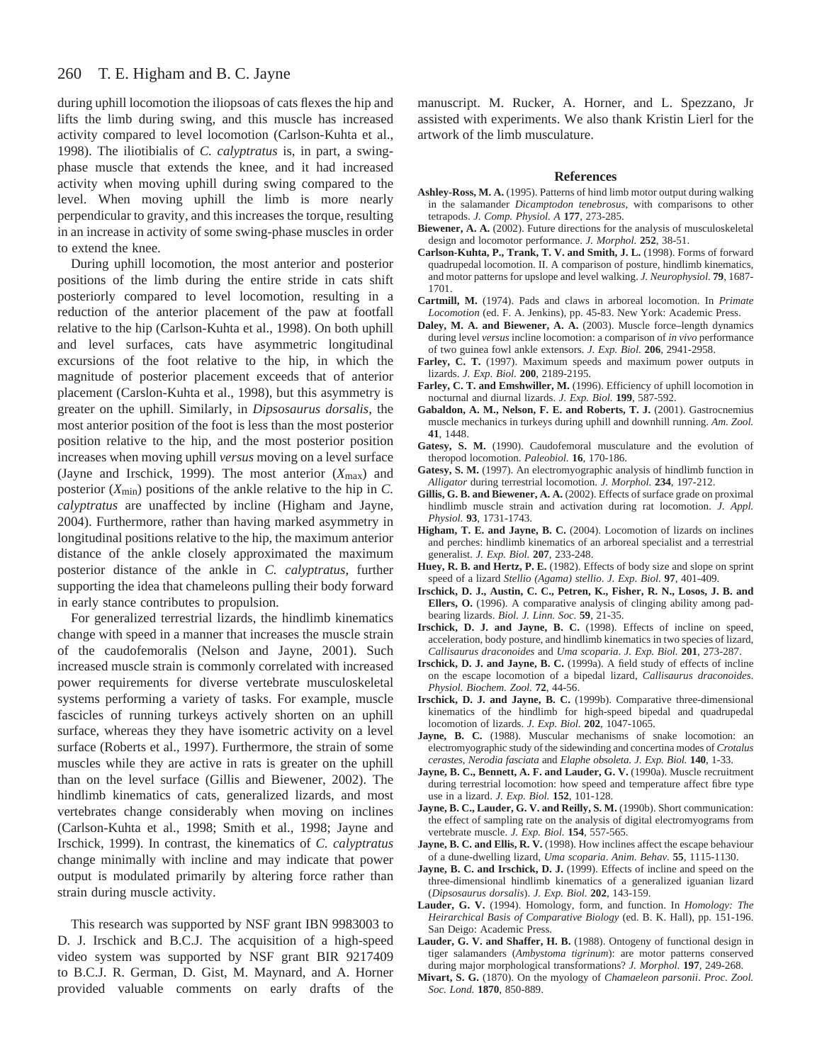during uphill locomotion the iliopsoas of cats flexes the hip and lifts the limb during swing, and this muscle has increased activity compared to level locomotion (Carlson-Kuhta et al., 1998). The iliotibialis of *C. calyptratus* is, in part, a swing-phase muscle that extends the knee, and it had increased activity when moving uphill during swing compared to the level. When moving uphill the limb is more nearly perpendicular to gravity, and this increases the torque, resulting in an increase in activity of some swing-phase muscles in order to extend the knee.

During uphill locomotion, the most anterior and posterior positions of the limb during the entire stride in cats shift posteriorly compared to level locomotion, resulting in a reduction of the anterior placement of the paw at footfall relative to the hip (Carlson-Kuhta et al., 1998). On both uphill and level surfaces, cats have asymmetric longitudinal excursions of the foot relative to the hip, in which the magnitude of posterior placement exceeds that of anterior placement (Carslon-Kuhta et al., 1998), but this asymmetry is greater on the uphill. Similarly, in *Dipsosaurus dorsalis*, the most anterior position of the foot is less than the most posterior position relative to the hip, and the most posterior position increases when moving uphill *versus* moving on a level surface (Jayne and Irschick, 1999). The most anterior ($X_{max}$) and posterior ($X_{min}$) positions of the ankle relative to the hip in *C. calyptratus* are unaffected by incline (Higham and Jayne, 2004). Furthermore, rather than having marked asymmetry in longitudinal positions relative to the hip, the maximum anterior distance of the ankle closely approximated the maximum posterior distance of the ankle in *C. calyptratus*, further supporting the idea that chameleons pulling their body forward in early stance contributes to propulsion.

For generalized terrestrial lizards, the hindlimb kinematics change with speed in a manner that increases the muscle strain of the caudofemoralis (Nelson and Jayne, 2001). Such increased muscle strain is commonly correlated with increased power requirements for diverse vertebrate musculoskeletal systems performing a variety of tasks. For example, muscle fascicles of running turkeys actively shorten on an uphill surface, whereas they they have isometric activity on a level surface (Roberts et al., 1997). Furthermore, the strain of some muscles while they are active in rats is greater on the uphill than on the level surface (Gillis and Biewener, 2002). The hindlimb kinematics of cats, generalized lizards, and most vertebrates change considerably when moving on inclines (Carlson-Kuhta et al., 1998; Smith et al., 1998; Jayne and Irschick, 1999). In contrast, the kinematics of *C. calyptratus* change minimally with incline and may indicate that power output is modulated primarily by altering force rather than strain during muscle activity.

This research was supported by NSF grant IBN 9983003 to D. J. Irschick and B.C.J. The acquisition of a high-speed video system was supported by NSF grant BIR 9217409 to B.C.J. R. German, D. Gist, M. Maynard, and A. Horner provided valuable comments on early drafts of the manuscript. M. Rucker, A. Horner, and L. Spezzano, Jr assisted with experiments. We also thank Kristin Lierl for the artwork of the limb musculature.

## References

**Ashley-Ross, M. A.** (1995). Patterns of hind limb motor output during walking in the salamander *Dicamptodon tenebrosus*, with comparisons to other tetrapods. *J. Comp. Physiol. A* **177**, 273-285.

**Biewener, A. A.** (2002). Future directions for the analysis of musculoskeletal design and locomotor performance. *J. Morphol.* **252**, 38-51.

**Carlson-Kuhta, P., Trank, T. V. and Smith, J. L.** (1998). Forms of forward quadrupedal locomotion. II. A comparison of posture, hindlimb kinematics, and motor patterns for upslope and level walking. *J. Neurophysiol.* **79**, 1687-1701.

**Cartmill, M.** (1974). Pads and claws in arboreal locomotion. In *Primate Locomotion* (ed. F. A. Jenkins), pp. 45-83. New York: Academic Press.

**Daley, M. A. and Biewener, A. A.** (2003). Muscle force–length dynamics during level *versus* incline locomotion: a comparison of *in vivo* performance of two guinea fowl ankle extensors. *J. Exp. Biol.* **206**, 2941-2958.

**Farley, C. T.** (1997). Maximum speeds and maximum power outputs in lizards. *J. Exp. Biol.* **200**, 2189-2195.

**Farley, C. T. and Emshwiller, M.** (1996). Efficiency of uphill locomotion in nocturnal and diurnal lizards. *J. Exp. Biol.* **199**, 587-592.

**Gabaldon, A. M., Nelson, F. E. and Roberts, T. J.** (2001). Gastrocnemius muscle mechanics in turkeys during uphill and downhill running. *Am. Zool.* **41**, 1448.

**Gatesy, S. M.** (1990). Caudofemoral musculature and the evolution of theropod locomotion. *Paleobiol.* **16**, 170-186.

**Gatesy, S. M.** (1997). An electromyographic analysis of hindlimb function in *Alligator* during terrestrial locomotion. *J. Morphol.* **234**, 197-212.

**Gillis, G. B. and Biewener, A. A.** (2002). Effects of surface grade on proximal hindlimb muscle strain and activation during rat locomotion. *J. Appl. Physiol.* **93**, 1731-1743.

**Higham, T. E. and Jayne, B. C.** (2004). Locomotion of lizards on inclines and perches: hindlimb kinematics of an arboreal specialist and a terrestrial generalist. *J. Exp. Biol.* **207**, 233-248.

**Huey, R. B. and Hertz, P. E.** (1982). Effects of body size and slope on sprint speed of a lizard *Stellio (Agama) stellio*. *J. Exp. Biol.* **97**, 401-409.

**Irschick, D. J., Austin, C. C., Petren, K., Fisher, R. N., Losos, J. B. and Ellers, O.** (1996). A comparative analysis of clinging ability among pad-bearing lizards. *Biol. J. Linn. Soc.* **59**, 21-35.

**Irschick, D. J. and Jayne, B. C.** (1998). Effects of incline on speed, acceleration, body posture, and hindlimb kinematics in two species of lizard, *Callisaurus draconoides* and *Uma scoparia*. *J. Exp. Biol.* **201**, 273-287.

**Irschick, D. J. and Jayne, B. C.** (1999a). A field study of effects of incline on the escape locomotion of a bipedal lizard, *Callisaurus draconoides*. *Physiol. Biochem. Zool.* **72**, 44-56.

**Irschick, D. J. and Jayne, B. C.** (1999b). Comparative three-dimensional kinematics of the hindlimb for high-speed bipedal and quadrupedal locomotion of lizards. *J. Exp. Biol.* **202**, 1047-1065.

**Jayne, B. C.** (1988). Muscular mechanisms of snake locomotion: an electromyographic study of the sidewinding and concertina modes of *Crotalus cerastes*, *Nerodia fasciata* and *Elaphe obsoleta*. *J. Exp. Biol.* **140**, 1-33.

**Jayne, B. C., Bennett, A. F. and Lauder, G. V.** (1990a). Muscle recruitment during terrestrial locomotion: how speed and temperature affect fibre type use in a lizard. *J. Exp. Biol.* **152**, 101-128.

**Jayne, B. C., Lauder, G. V. and Reilly, S. M.** (1990b). Short communication: the effect of sampling rate on the analysis of digital electromyograms from vertebrate muscle. *J. Exp. Biol.* **154**, 557-565.

**Jayne, B. C. and Ellis, R. V.** (1998). How inclines affect the escape behaviour of a dune-dwelling lizard, *Uma scoparia*. *Anim. Behav.* **55**, 1115-1130.

**Jayne, B. C. and Irschick, D. J.** (1999). Effects of incline and speed on the three-dimensional hindlimb kinematics of a generalized iguanian lizard (*Dipsosaurus dorsalis*). *J. Exp. Biol.* **202**, 143-159.

**Lauder, G. V.** (1994). Homology, form, and function. In *Homology: The Heirarchical Basis of Comparative Biology* (ed. B. K. Hall), pp. 151-196. San Deigo: Academic Press.

**Lauder, G. V. and Shaffer, H. B.** (1988). Ontogeny of functional design in tiger salamanders (*Ambystoma tigrinum*): are motor patterns conserved during major morphological transformations? *J. Morphol.* **197**, 249-268.

**Mivart, S. G.** (1870). On the myology of *Chamaeleon parsonii*. *Proc. Zool. Soc. Lond.* **1870**, 850-889.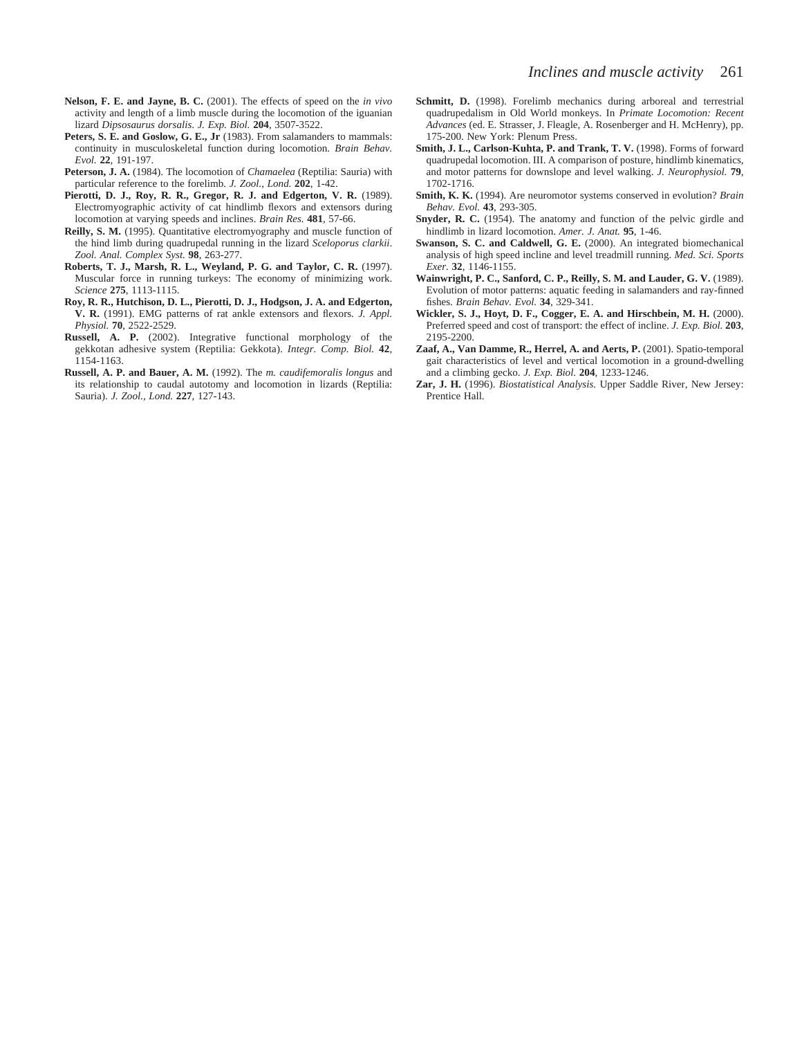**Nelson, F. E. and Jayne, B. C.** (2001). The effects of speed on the *in vivo* activity and length of a limb muscle during the locomotion of the iguanian lizard *Dipsosaurus dorsalis*. *J. Exp. Biol.* **204**, 3507-3522.

**Peters, S. E. and Goslow, G. E., Jr** (1983). From salamanders to mammals: continuity in musculoskeletal function during locomotion. *Brain Behav. Evol.* **22**, 191-197.

**Peterson, J. A.** (1984). The locomotion of *Chamaelea* (Reptilia: Sauria) with particular reference to the forelimb. *J. Zool., Lond.* **202**, 1-42.

**Pierotti, D. J., Roy, R. R., Gregor, R. J. and Edgerton, V. R.** (1989). Electromyographic activity of cat hindlimb flexors and extensors during locomotion at varying speeds and inclines. *Brain Res.* **481**, 57-66.

**Reilly, S. M.** (1995). Quantitative electromyography and muscle function of the hind limb during quadrupedal running in the lizard *Sceloporus clarkii*. *Zool. Anal. Complex Syst.* **98**, 263-277.

**Roberts, T. J., Marsh, R. L., Weyland, P. G. and Taylor, C. R.** (1997). Muscular force in running turkeys: The economy of minimizing work. *Science* **275**, 1113-1115.

**Roy, R. R., Hutchison, D. L., Pierotti, D. J., Hodgson, J. A. and Edgerton, V. R.** (1991). EMG patterns of rat ankle extensors and flexors. *J. Appl. Physiol.* **70**, 2522-2529.

**Russell, A. P.** (2002). Integrative functional morphology of the gekkotan adhesive system (Reptilia: Gekkota). *Integr. Comp. Biol.* **42**, 1154-1163.

**Russell, A. P. and Bauer, A. M.** (1992). The *m. caudifemoralis longus* and its relationship to caudal autotomy and locomotion in lizards (Reptilia: Sauria). *J. Zool., Lond.* **227**, 127-143.

**Schmitt, D.** (1998). Forelimb mechanics during arboreal and terrestrial quadrupedalism in Old World monkeys. In *Primate Locomotion: Recent Advances* (ed. E. Strasser, J. Fleagle, A. Rosenberger and H. McHenry), pp. 175-200. New York: Plenum Press.

**Smith, J. L., Carlson-Kuhta, P. and Trank, T. V.** (1998). Forms of forward quadrupedal locomotion. III. A comparison of posture, hindlimb kinematics, and motor patterns for downslope and level walking. *J. Neurophysiol.* **79**, 1702-1716.

**Smith, K. K.** (1994). Are neuromotor systems conserved in evolution? *Brain Behav. Evol.* **43**, 293-305.

**Snyder, R. C.** (1954). The anatomy and function of the pelvic girdle and hindlimb in lizard locomotion. *Amer. J. Anat.* **95**, 1-46.

**Swanson, S. C. and Caldwell, G. E.** (2000). An integrated biomechanical analysis of high speed incline and level treadmill running. *Med. Sci. Sports Exer.* **32**, 1146-1155.

**Wainwright, P. C., Sanford, C. P., Reilly, S. M. and Lauder, G. V.** (1989). Evolution of motor patterns: aquatic feeding in salamanders and ray-finned fishes. *Brain Behav. Evol.* **34**, 329-341.

**Wickler, S. J., Hoyt, D. F., Cogger, E. A. and Hirschbein, M. H.** (2000). Preferred speed and cost of transport: the effect of incline. *J. Exp. Biol.* **203**, 2195-2200.

**Zaaf, A., Van Damme, R., Herrel, A. and Aerts, P.** (2001). Spatio-temporal gait characteristics of level and vertical locomotion in a ground-dwelling and a climbing gecko. *J. Exp. Biol.* **204**, 1233-1246.

**Zar, J. H.** (1996). *Biostatistical Analysis.* Upper Saddle River, New Jersey: Prentice Hall.